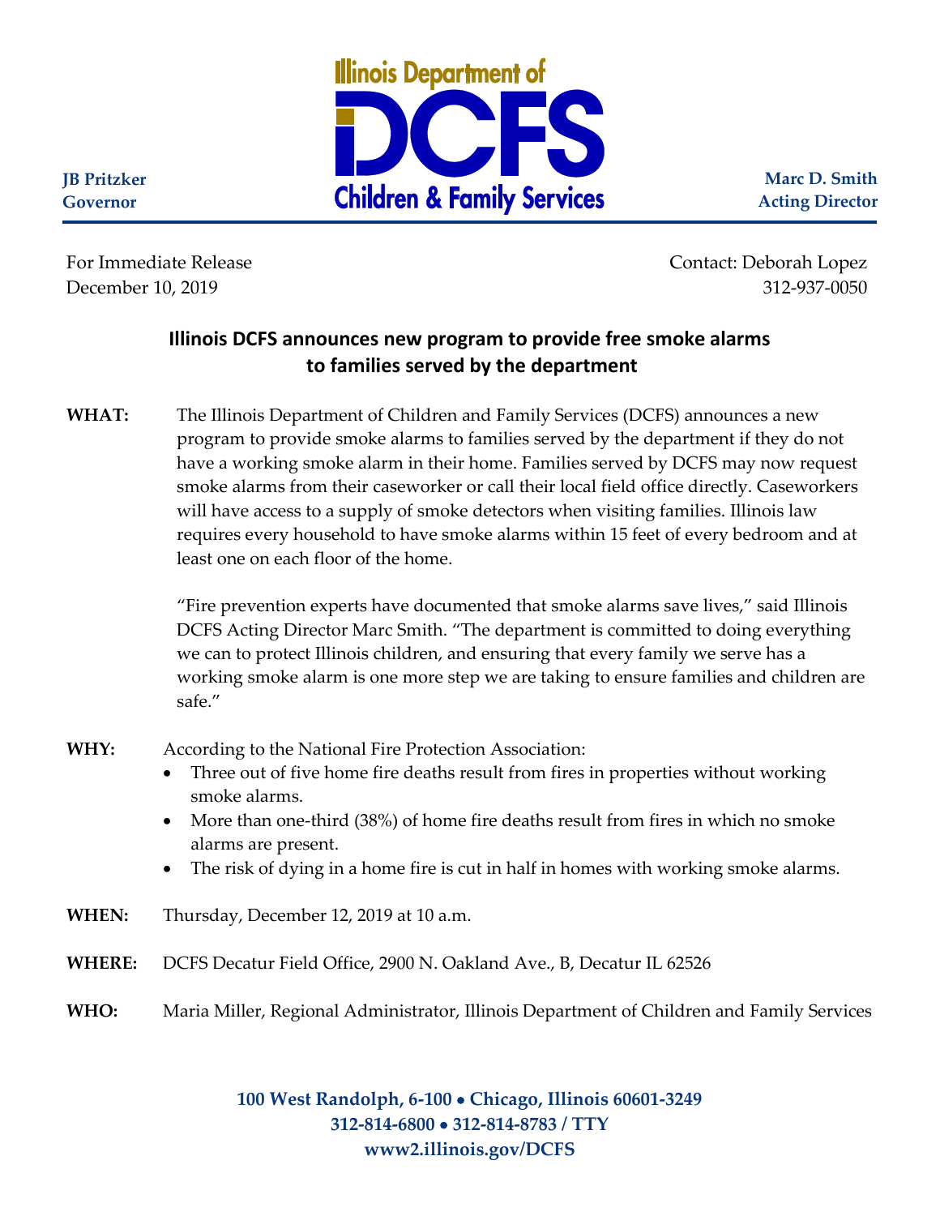JB Pritzker
Governor

Illinois Department of
**DCFS**
Children & Family Services

Marc D. Smith
Acting Director

For Immediate Release
December 10, 2019

Contact: Deborah Lopez
312-937-0050

## Illinois DCFS announces new program to provide free smoke alarms to families served by the department

**WHAT:** The Illinois Department of Children and Family Services (DCFS) announces a new program to provide smoke alarms to families served by the department if they do not have a working smoke alarm in their home. Families served by DCFS may now request smoke alarms from their caseworker or call their local field office directly. Caseworkers will have access to a supply of smoke detectors when visiting families. Illinois law requires every household to have smoke alarms within 15 feet of every bedroom and at least one on each floor of the home.

"Fire prevention experts have documented that smoke alarms save lives," said Illinois DCFS Acting Director Marc Smith. "The department is committed to doing everything we can to protect Illinois children, and ensuring that every family we serve has a working smoke alarm is one more step we are taking to ensure families and children are safe."

**WHY:** According to the National Fire Protection Association:

- Three out of five home fire deaths result from fires in properties without working smoke alarms.
- More than one-third (38%) of home fire deaths result from fires in which no smoke alarms are present.
- The risk of dying in a home fire is cut in half in homes with working smoke alarms.

**WHEN:** Thursday, December 12, 2019 at 10 a.m.

**WHERE:** DCFS Decatur Field Office, 2900 N. Oakland Ave., B, Decatur IL 62526

**WHO:** Maria Miller, Regional Administrator, Illinois Department of Children and Family Services

**100 West Randolph, 6-100 • Chicago, Illinois 60601-3249**
**312-814-6800 • 312-814-8783 / TTY**
**www2.illinois.gov/DCFS**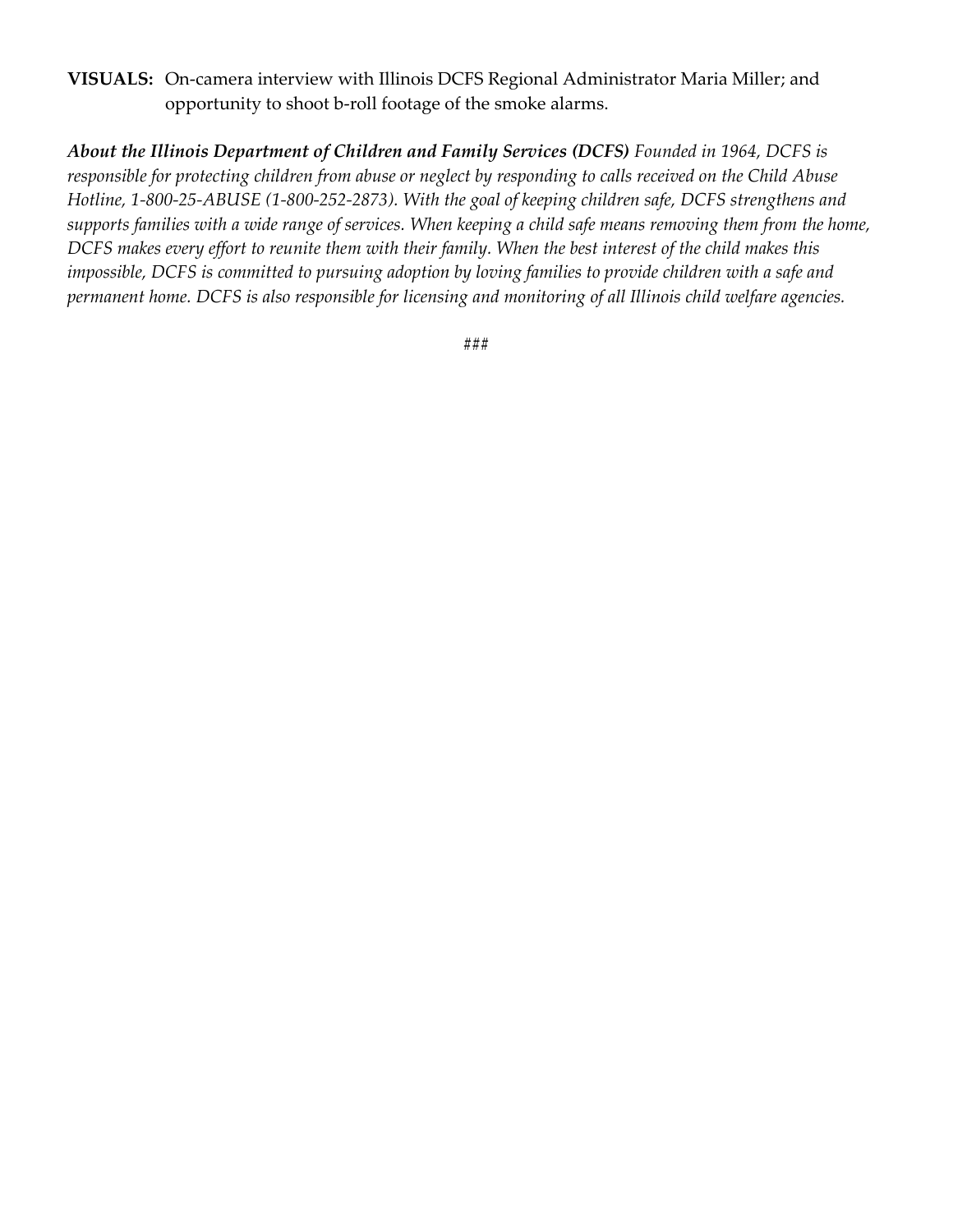**VISUALS:** On-camera interview with Illinois DCFS Regional Administrator Maria Miller; and opportunity to shoot b-roll footage of the smoke alarms.

***About the Illinois Department of Children and Family Services (DCFS)*** *Founded in 1964, DCFS is responsible for protecting children from abuse or neglect by responding to calls received on the Child Abuse Hotline, 1-800-25-ABUSE (1-800-252-2873). With the goal of keeping children safe, DCFS strengthens and supports families with a wide range of services. When keeping a child safe means removing them from the home, DCFS makes every effort to reunite them with their family. When the best interest of the child makes this impossible, DCFS is committed to pursuing adoption by loving families to provide children with a safe and permanent home. DCFS is also responsible for licensing and monitoring of all Illinois child welfare agencies.*

###